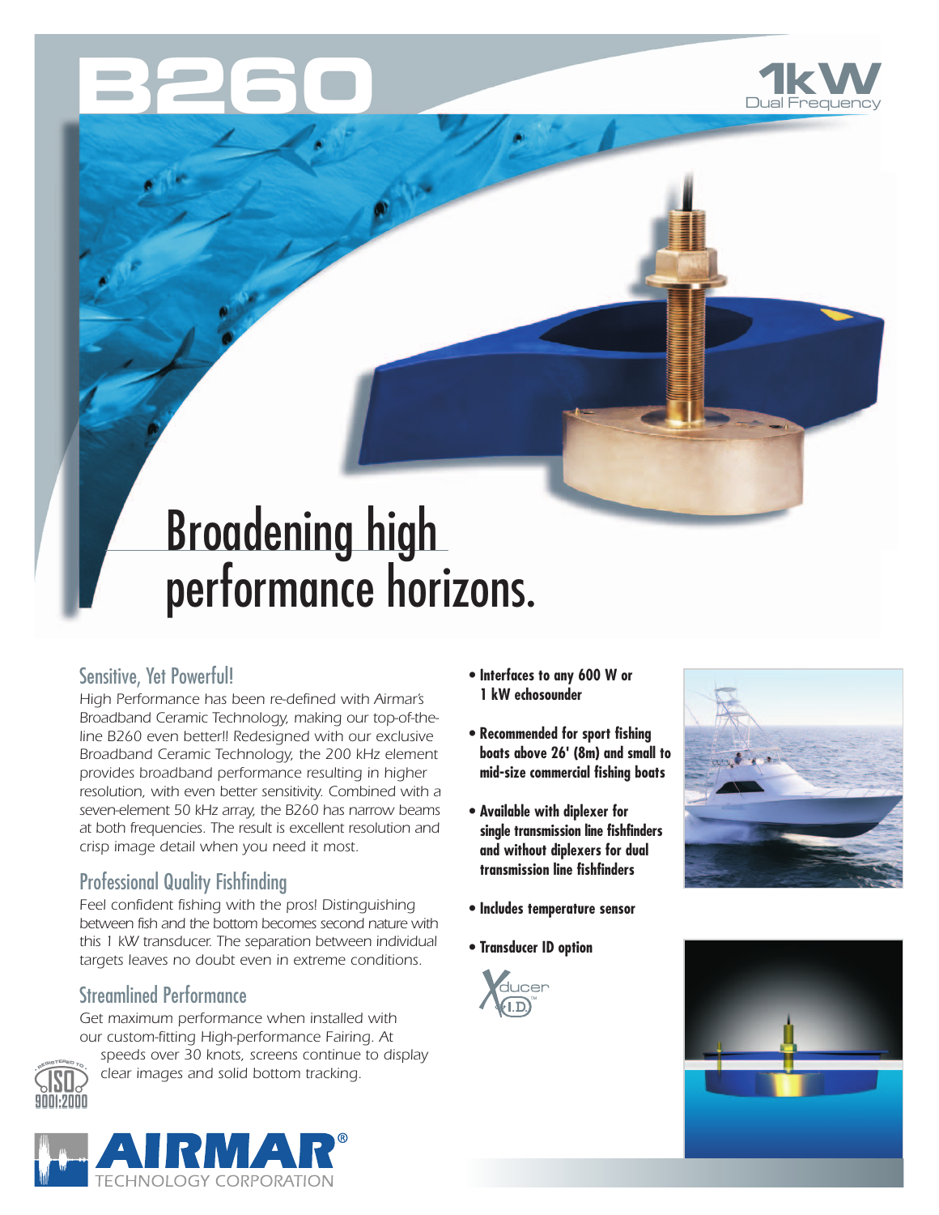# B260

**1kW** Dual Frequency

## Broadening high performance horizons.

### Sensitive, Yet Powerful!

*High Performance has been re-defined with Airmar's Broadband Ceramic Technology, making our top-of-the-line B260 even better!! Redesigned with our exclusive Broadband Ceramic Technology, the 200 kHz element provides broadband performance resulting in higher resolution, with even better sensitivity. Combined with a seven-element 50 kHz array, the B260 has narrow beams at both frequencies. The result is excellent resolution and crisp image detail when you need it most.*

### Professional Quality Fishfinding

*Feel confident fishing with the pros! Distinguishing between fish and the bottom becomes second nature with this 1 kW transducer. The separation between individual targets leaves no doubt even in extreme conditions.*

### Streamlined Performance

*Get maximum performance when installed with our custom-fitting High-performance Fairing. At speeds over 30 knots, screens continue to display clear images and solid bottom tracking.*

- **Interfaces to any 600 W or 1 kW echosounder**
- **Recommended for sport fishing boats above 26' (8m) and small to mid-size commercial fishing boats**
- **Available with diplexer for single transmission line fishfinders and without diplexers for dual transmission line fishfinders**
- **Includes temperature sensor**
- **Transducer ID option**

Xducer I.D.™

Registered to ISO 9001:2000

AIRMAR® TECHNOLOGY CORPORATION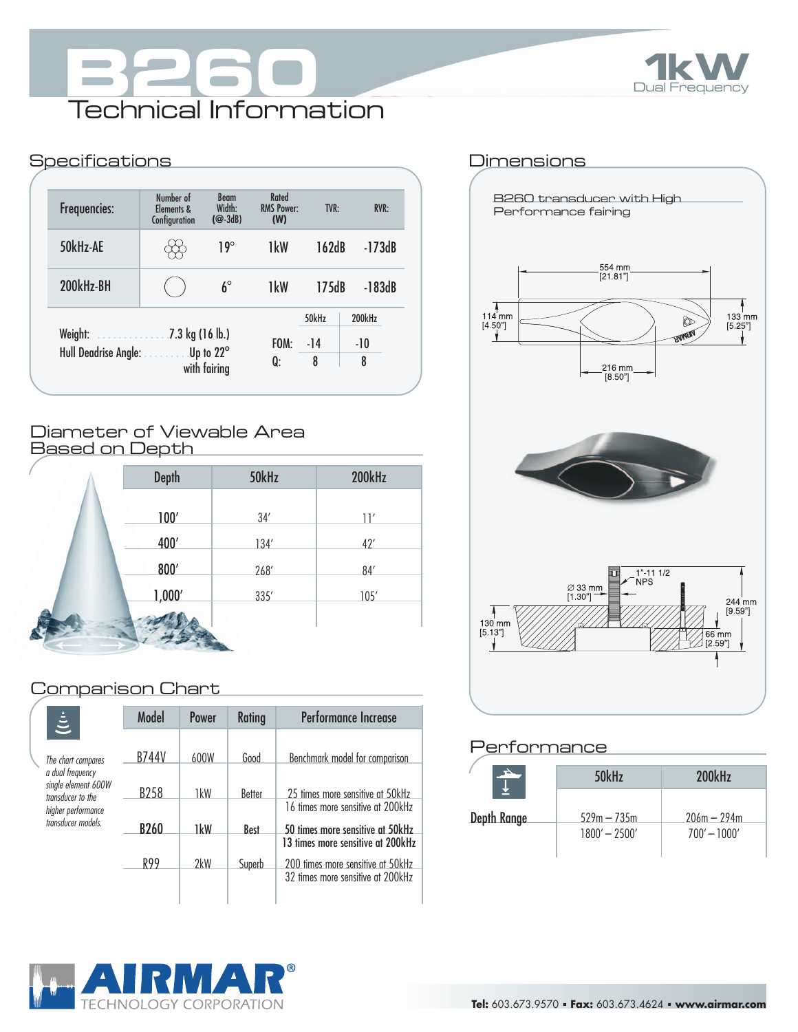# B260

## Technical Information

**1kW** Dual Frequency

## Specifications

| Frequencies: | Number of Elements & Configuration | Beam Width: (@-3dB) | Rated RMS Power: (W) | TVR: | RVR: |
|---|---|---|---|---|---|
| 50kHz-AE | | 19° | 1kW | 162dB | -173dB |
| 200kHz-BH | | 6° | 1kW | 175dB | -183dB |

Weight: .............. 7.3 kg (16 lb.)

Hull Deadrise Angle: ......... Up to 22° with fairing

| | 50kHz | 200kHz |
|---|---|---|
| FOM: | -14 | -10 |
| Q: | 8 | 8 |

## Dimensions

B260 transducer with High Performance fairing

554 mm [21.81"]
114 mm [4.50"]
133 mm [5.25"]
216 mm [8.50"]

Ø 33 mm [1.30"]
1"-11 1/2 NPS
244 mm [9.59"]
130 mm [5.13"]
66 mm [2.59"]

## Diameter of Viewable Area Based on Depth

| Depth | 50kHz | 200kHz |
|---|---|---|
| 100′ | 34′ | 11′ |
| 400′ | 134′ | 42′ |
| 800′ | 268′ | 84′ |
| 1,000′ | 335′ | 105′ |

## Comparison Chart

*The chart compares a dual frequency single element 600W transducer to the higher performance transducer models.*

| Model | Power | Rating | Performance Increase |
|---|---|---|---|
| B744V | 600W | Good | Benchmark model for comparison |
| B258 | 1kW | Better | 25 times more sensitive at 50kHz<br>16 times more sensitive at 200kHz |
| **B260** | **1kW** | **Best** | **50 times more sensitive at 50kHz**<br>**13 times more sensitive at 200kHz** |
| R99 | 2kW | Superb | 200 times more sensitive at 50kHz<br>32 times more sensitive at 200kHz |

## Performance

| | 50kHz | 200kHz |
|---|---|---|
| Depth Range | 529m – 735m<br>1800′ – 2500′ | 206m – 294m<br>700′ – 1000′ |

AIRMAR® TECHNOLOGY CORPORATION

**Tel:** 603.673.9570 ▪ **Fax:** 603.673.4624 ▪ **www.airmar.com**